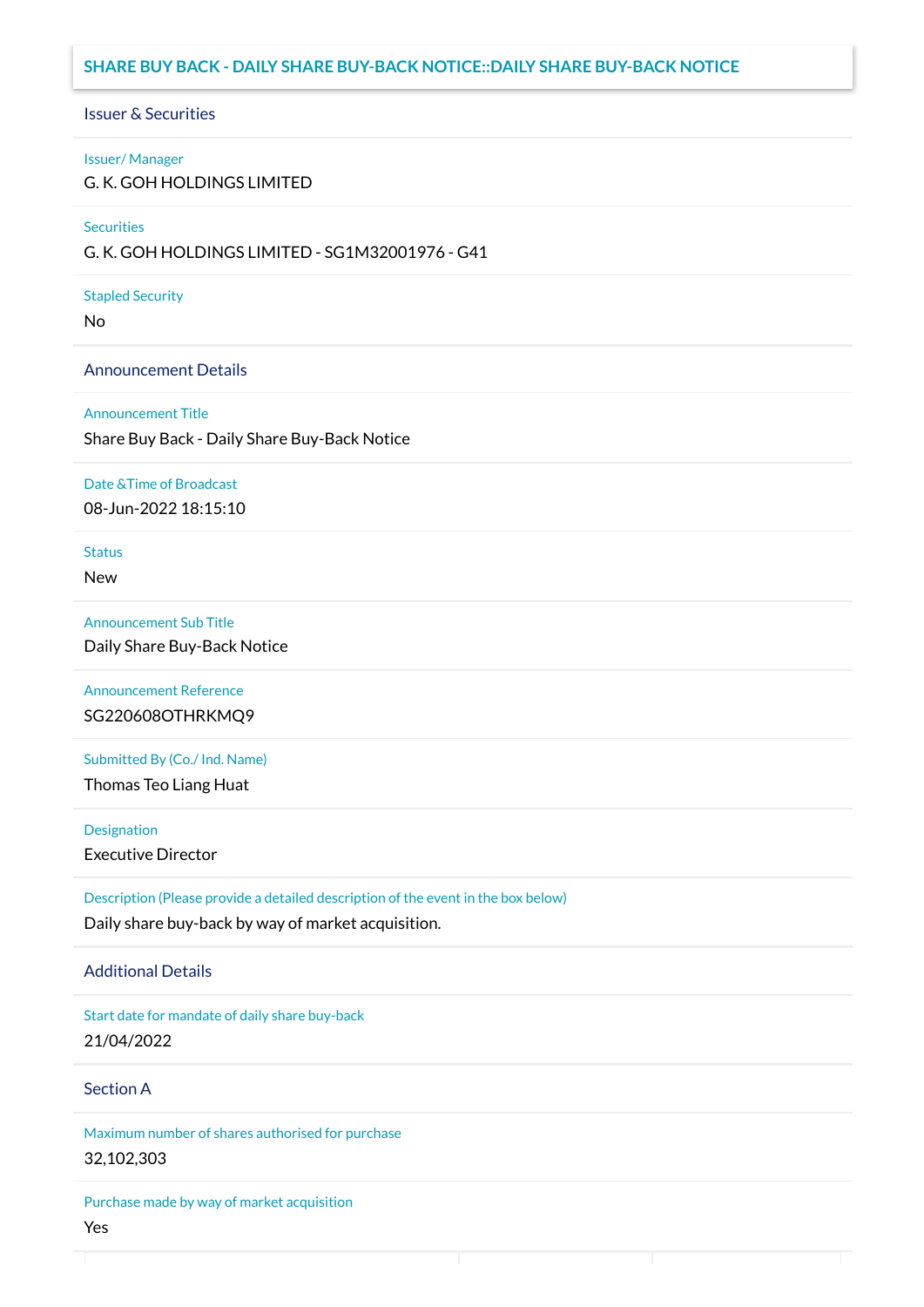# SHARE BUY BACK - DAILY SHARE BUY-BACK NOTICE::DAILY SHARE BUY-BACK NOTICE

## Issuer & Securities

**Issuer/ Manager**

G. K. GOH HOLDINGS LIMITED

**Securities**

G. K. GOH HOLDINGS LIMITED - SG1M32001976 - G41

**Stapled Security**

No

## Announcement Details

**Announcement Title**

Share Buy Back - Daily Share Buy-Back Notice

**Date &Time of Broadcast**

08-Jun-2022 18:15:10

**Status**

New

**Announcement Sub Title**

Daily Share Buy-Back Notice

**Announcement Reference**

SG220608OTHRKMQ9

**Submitted By (Co./ Ind. Name)**

Thomas Teo Liang Huat

**Designation**

Executive Director

**Description (Please provide a detailed description of the event in the box below)**

Daily share buy-back by way of market acquisition.

## Additional Details

**Start date for mandate of daily share buy-back**

21/04/2022

## Section A

**Maximum number of shares authorised for purchase**

32,102,303

**Purchase made by way of market acquisition**

Yes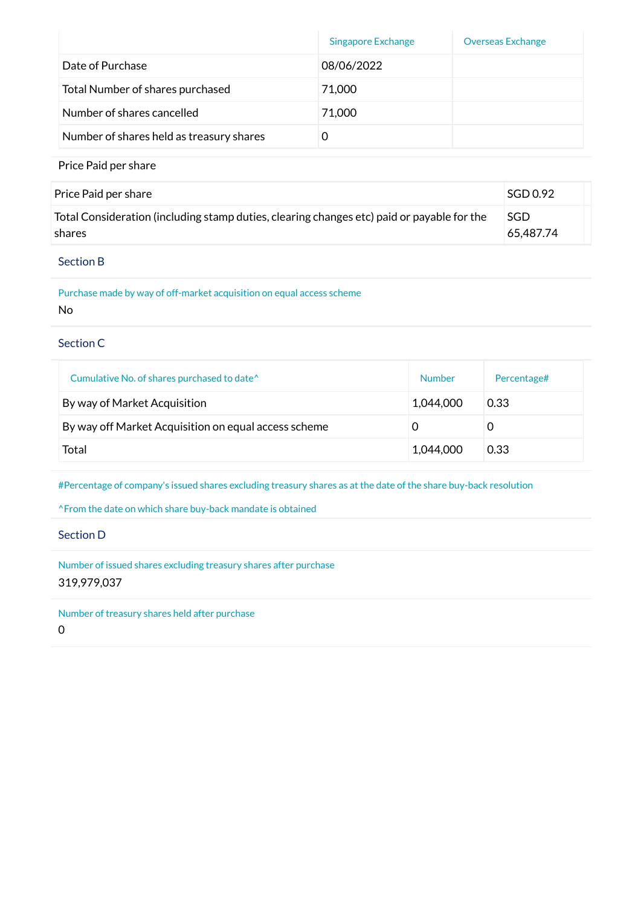| | Singapore Exchange | Overseas Exchange |
|---|---|---|
| Date of Purchase | 08/06/2022 | |
| Total Number of shares purchased | 71,000 | |
| Number of shares cancelled | 71,000 | |
| Number of shares held as treasury shares | 0 | |

Price Paid per share

| | |
|---|---|
| Price Paid per share | SGD 0.92 |
| Total Consideration (including stamp duties, clearing changes etc) paid or payable for the shares | SGD 65,487.74 |

## Section B

Purchase made by way of off-market acquisition on equal access scheme

No

## Section C

| Cumulative No. of shares purchased to date^ | Number | Percentage# |
|---|---|---|
| By way of Market Acquisition | 1,044,000 | 0.33 |
| By way off Market Acquisition on equal access scheme | 0 | 0 |
| Total | 1,044,000 | 0.33 |

#Percentage of company's issued shares excluding treasury shares as at the date of the share buy-back resolution

^From the date on which share buy-back mandate is obtained

## Section D

Number of issued shares excluding treasury shares after purchase

319,979,037

Number of treasury shares held after purchase

0